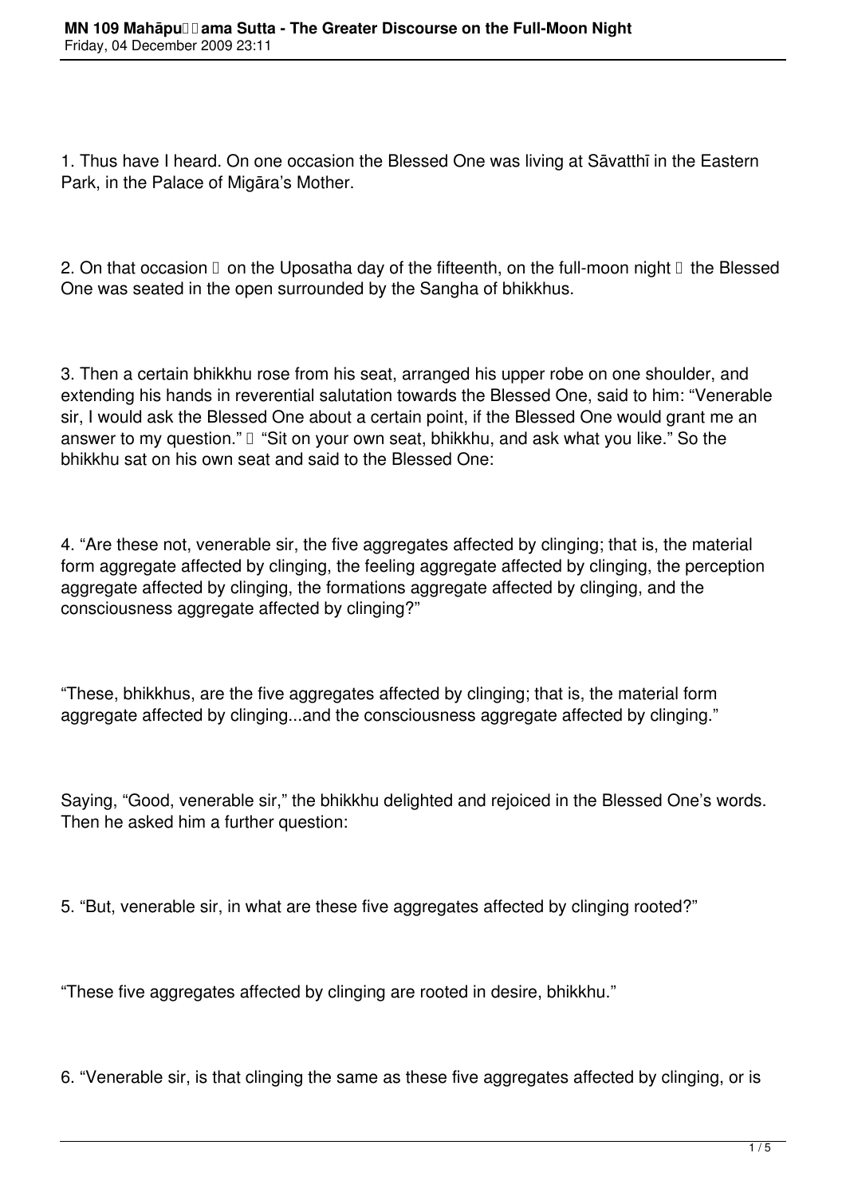1. Thus have I heard. On one occasion the Blessed One was living at Sāvatthī in the Eastern Park, in the Palace of Migāra's Mother.

2. On that occasion  on the Uposatha day of the fifteenth, on the full-moon night  the Blessed One was seated in the open surrounded by the Sangha of bhikkhus.

3. Then a certain bhikkhu rose from his seat, arranged his upper robe on one shoulder, and extending his hands in reverential salutation towards the Blessed One, said to him: "Venerable sir, I would ask the Blessed One about a certain point, if the Blessed One would grant me an answer to my question."  "Sit on your own seat, bhikkhu, and ask what you like." So the bhikkhu sat on his own seat and said to the Blessed One:

4. "Are these not, venerable sir, the five aggregates affected by clinging; that is, the material form aggregate affected by clinging, the feeling aggregate affected by clinging, the perception aggregate affected by clinging, the formations aggregate affected by clinging, and the consciousness aggregate affected by clinging?"

"These, bhikkhus, are the five aggregates affected by clinging; that is, the material form aggregate affected by clinging...and the consciousness aggregate affected by clinging."

Saying, "Good, venerable sir," the bhikkhu delighted and rejoiced in the Blessed One's words. Then he asked him a further question:

5. "But, venerable sir, in what are these five aggregates affected by clinging rooted?"

"These five aggregates affected by clinging are rooted in desire, bhikkhu."

6. "Venerable sir, is that clinging the same as these five aggregates affected by clinging, or is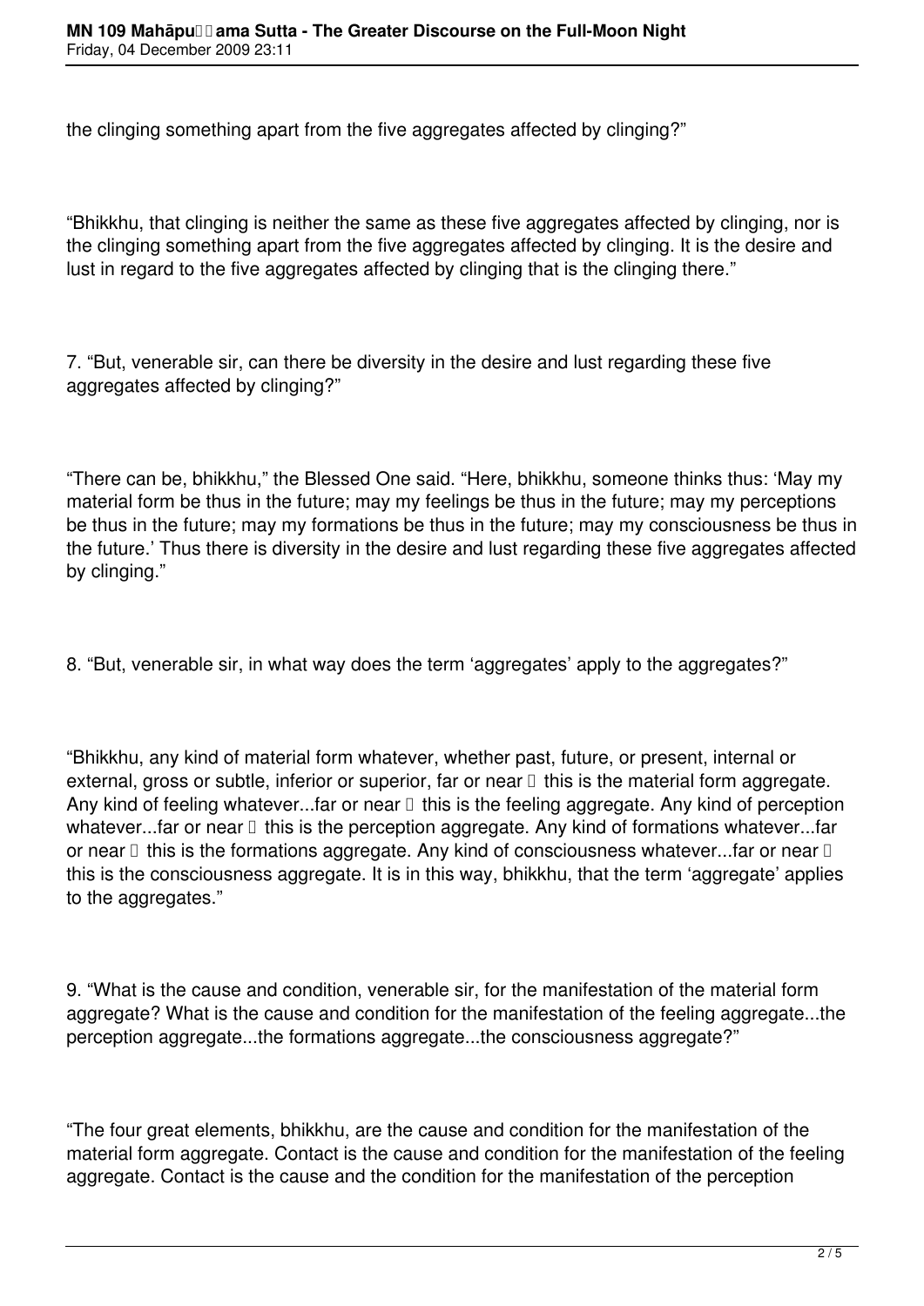the clinging something apart from the five aggregates affected by clinging?"

"Bhikkhu, that clinging is neither the same as these five aggregates affected by clinging, nor is the clinging something apart from the five aggregates affected by clinging. It is the desire and lust in regard to the five aggregates affected by clinging that is the clinging there."

7. "But, venerable sir, can there be diversity in the desire and lust regarding these five aggregates affected by clinging?"

"There can be, bhikkhu," the Blessed One said. "Here, bhikkhu, someone thinks thus: 'May my material form be thus in the future; may my feelings be thus in the future; may my perceptions be thus in the future; may my formations be thus in the future; may my consciousness be thus in the future.' Thus there is diversity in the desire and lust regarding these five aggregates affected by clinging."

8. "But, venerable sir, in what way does the term 'aggregates' apply to the aggregates?"

"Bhikkhu, any kind of material form whatever, whether past, future, or present, internal or external, gross or subtle, inferior or superior, far or near  this is the material form aggregate. Any kind of feeling whatever...far or near  this is the feeling aggregate. Any kind of perception whatever...far or near  this is the perception aggregate. Any kind of formations whatever...far or near  this is the formations aggregate. Any kind of consciousness whatever...far or near  this is the consciousness aggregate. It is in this way, bhikkhu, that the term 'aggregate' applies to the aggregates."

9. "What is the cause and condition, venerable sir, for the manifestation of the material form aggregate? What is the cause and condition for the manifestation of the feeling aggregate...the perception aggregate...the formations aggregate...the consciousness aggregate?"

"The four great elements, bhikkhu, are the cause and condition for the manifestation of the material form aggregate. Contact is the cause and condition for the manifestation of the feeling aggregate. Contact is the cause and the condition for the manifestation of the perception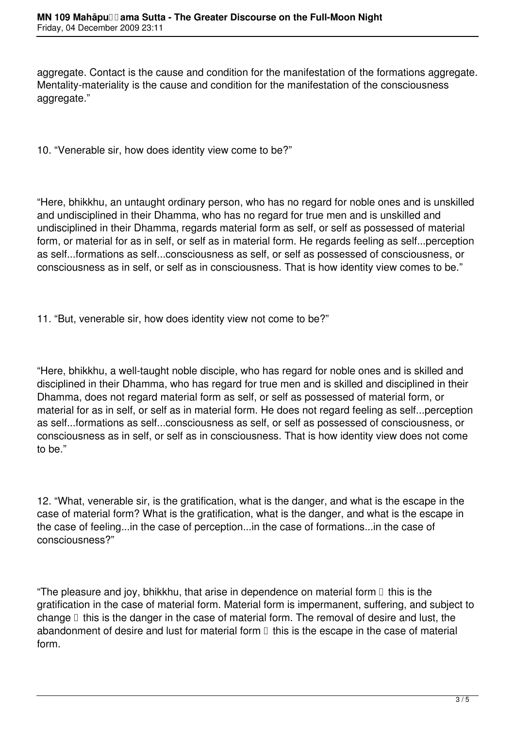aggregate. Contact is the cause and condition for the manifestation of the formations aggregate. Mentality-materiality is the cause and condition for the manifestation of the consciousness aggregate."

10. "Venerable sir, how does identity view come to be?"

"Here, bhikkhu, an untaught ordinary person, who has no regard for noble ones and is unskilled and undisciplined in their Dhamma, who has no regard for true men and is unskilled and undisciplined in their Dhamma, regards material form as self, or self as possessed of material form, or material for as in self, or self as in material form. He regards feeling as self...perception as self...formations as self...consciousness as self, or self as possessed of consciousness, or consciousness as in self, or self as in consciousness. That is how identity view comes to be."

11. "But, venerable sir, how does identity view not come to be?"

"Here, bhikkhu, a well-taught noble disciple, who has regard for noble ones and is skilled and disciplined in their Dhamma, who has regard for true men and is skilled and disciplined in their Dhamma, does not regard material form as self, or self as possessed of material form, or material for as in self, or self as in material form. He does not regard feeling as self...perception as self...formations as self...consciousness as self, or self as possessed of consciousness, or consciousness as in self, or self as in consciousness. That is how identity view does not come to be."

12. "What, venerable sir, is the gratification, what is the danger, and what is the escape in the case of material form? What is the gratification, what is the danger, and what is the escape in the case of feeling...in the case of perception...in the case of formations...in the case of consciousness?"

"The pleasure and joy, bhikkhu, that arise in dependence on material form – this is the gratification in the case of material form. Material form is impermanent, suffering, and subject to change – this is the danger in the case of material form. The removal of desire and lust, the abandonment of desire and lust for material form – this is the escape in the case of material form.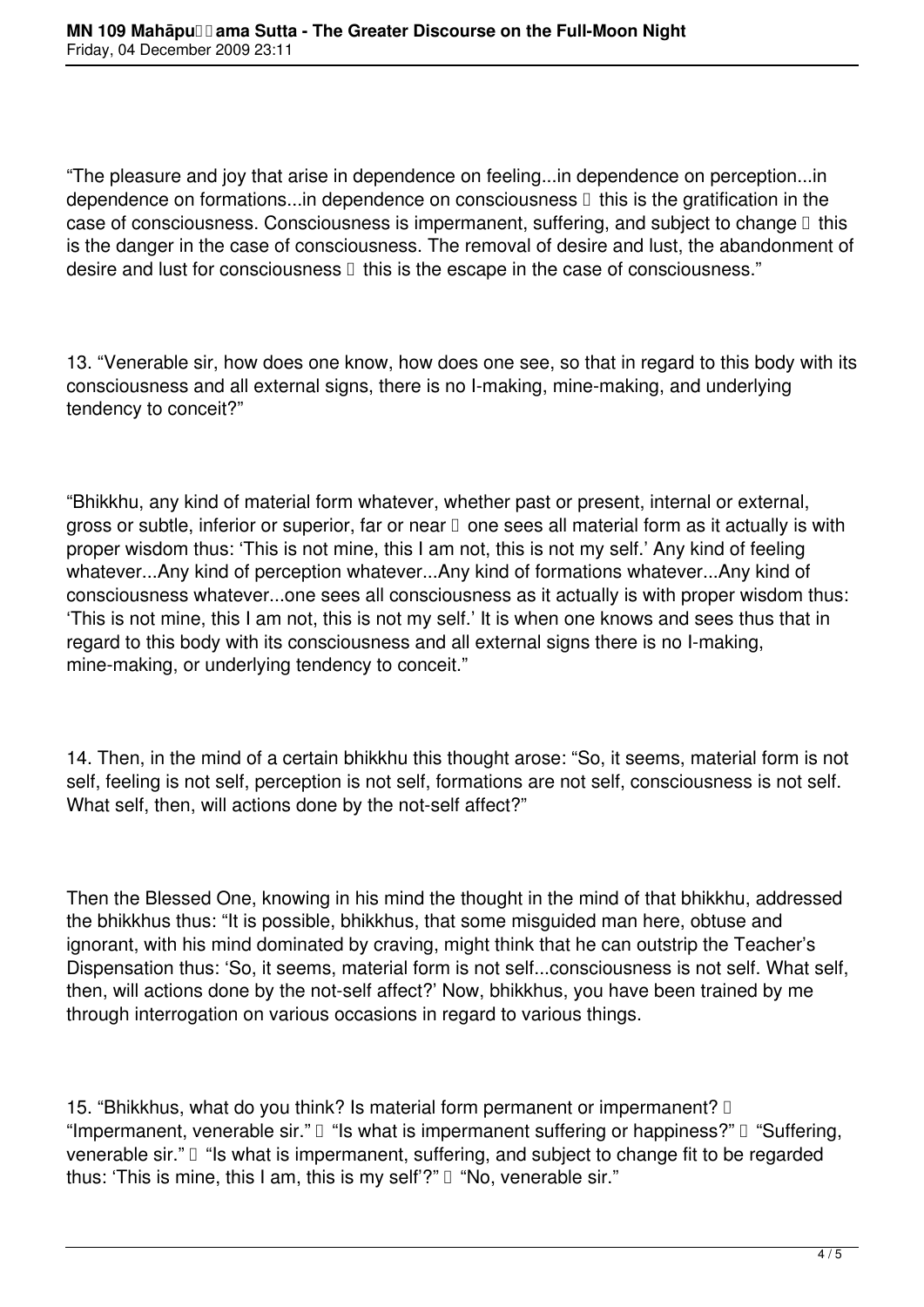"The pleasure and joy that arise in dependence on feeling...in dependence on perception...in dependence on formations...in dependence on consciousness  this is the gratification in the case of consciousness. Consciousness is impermanent, suffering, and subject to change  this is the danger in the case of consciousness. The removal of desire and lust, the abandonment of desire and lust for consciousness  this is the escape in the case of consciousness."

13. "Venerable sir, how does one know, how does one see, so that in regard to this body with its consciousness and all external signs, there is no I-making, mine-making, and underlying tendency to conceit?"

"Bhikkhu, any kind of material form whatever, whether past or present, internal or external, gross or subtle, inferior or superior, far or near  one sees all material form as it actually is with proper wisdom thus: 'This is not mine, this I am not, this is not my self.' Any kind of feeling whatever...Any kind of perception whatever...Any kind of formations whatever...Any kind of consciousness whatever...one sees all consciousness as it actually is with proper wisdom thus: 'This is not mine, this I am not, this is not my self.' It is when one knows and sees thus that in regard to this body with its consciousness and all external signs there is no I-making, mine-making, or underlying tendency to conceit."

14. Then, in the mind of a certain bhikkhu this thought arose: "So, it seems, material form is not self, feeling is not self, perception is not self, formations are not self, consciousness is not self. What self, then, will actions done by the not-self affect?"

Then the Blessed One, knowing in his mind the thought in the mind of that bhikkhu, addressed the bhikkhus thus: "It is possible, bhikkhus, that some misguided man here, obtuse and ignorant, with his mind dominated by craving, might think that he can outstrip the Teacher's Dispensation thus: 'So, it seems, material form is not self...consciousness is not self. What self, then, will actions done by the not-self affect?' Now, bhikkhus, you have been trained by me through interrogation on various occasions in regard to various things.

15. "Bhikkhus, what do you think? Is material form permanent or impermanent?  "Impermanent, venerable sir."  "Is what is impermanent suffering or happiness?"  "Suffering, venerable sir."  "Is what is impermanent, suffering, and subject to change fit to be regarded thus: 'This is mine, this I am, this is my self'?"  "No, venerable sir."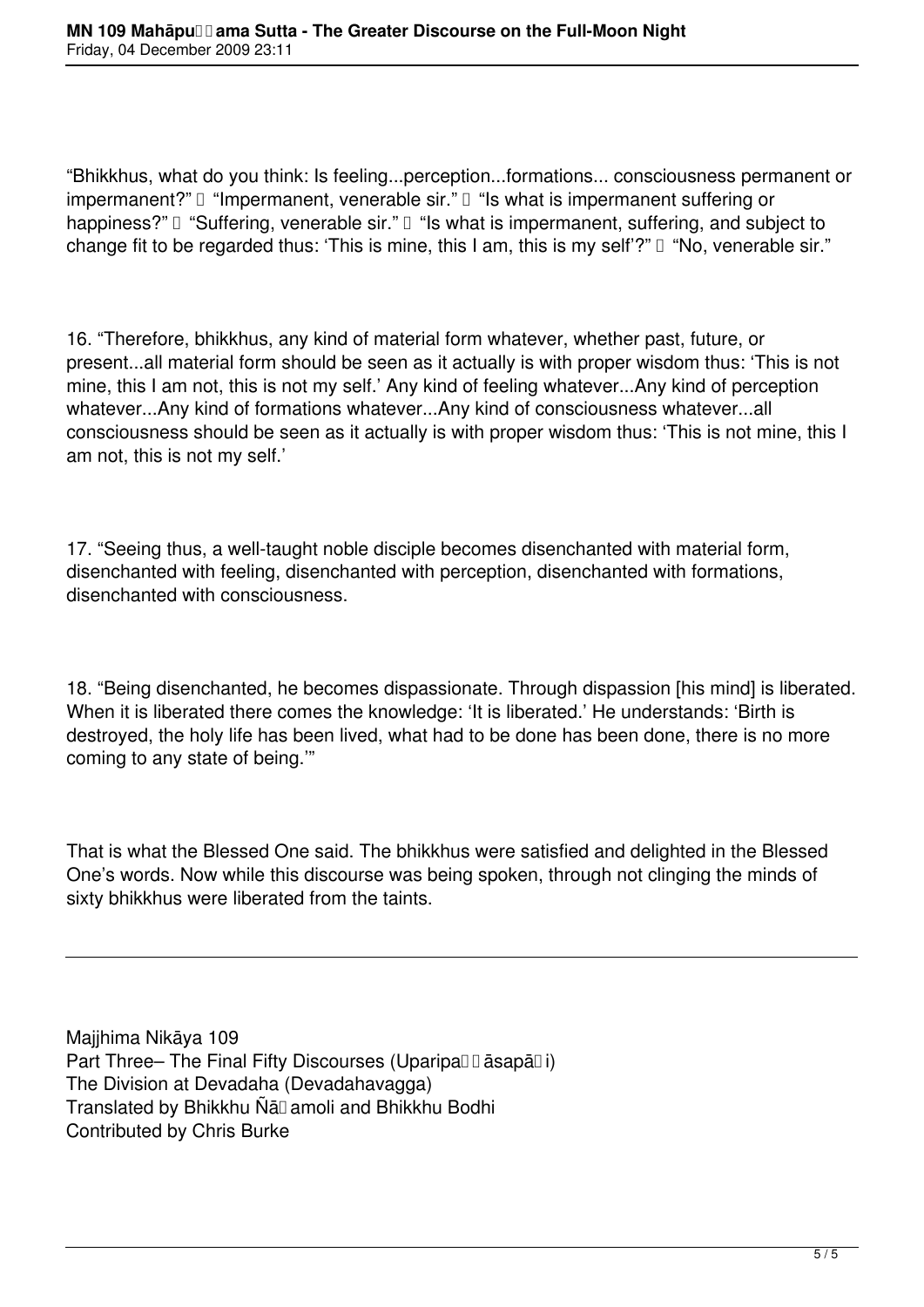"Bhikkhus, what do you think: Is feeling...perception...formations... consciousness permanent or impermanent?" — "Impermanent, venerable sir." — "Is what is impermanent suffering or happiness?" — "Suffering, venerable sir." — "Is what is impermanent, suffering, and subject to change fit to be regarded thus: 'This is mine, this I am, this is my self'?" — "No, venerable sir."

16. "Therefore, bhikkhus, any kind of material form whatever, whether past, future, or present...all material form should be seen as it actually is with proper wisdom thus: 'This is not mine, this I am not, this is not my self.' Any kind of feeling whatever...Any kind of perception whatever...Any kind of formations whatever...Any kind of consciousness whatever...all consciousness should be seen as it actually is with proper wisdom thus: 'This is not mine, this I am not, this is not my self.'

17. "Seeing thus, a well-taught noble disciple becomes disenchanted with material form, disenchanted with feeling, disenchanted with perception, disenchanted with formations, disenchanted with consciousness.

18. "Being disenchanted, he becomes dispassionate. Through dispassion [his mind] is liberated. When it is liberated there comes the knowledge: 'It is liberated.' He understands: 'Birth is destroyed, the holy life has been lived, what had to be done has been done, there is no more coming to any state of being.'"

That is what the Blessed One said. The bhikkhus were satisfied and delighted in the Blessed One's words. Now while this discourse was being spoken, through not clinging the minds of sixty bhikkhus were liberated from the taints.

---

Majjhima Nikāya 109
Part Three– The Final Fifty Discourses (Uparipaṇṇāsapāḷi)
The Division at Devadaha (Devadahavagga)
Translated by Bhikkhu Ñāṇamoli and Bhikkhu Bodhi
Contributed by Chris Burke